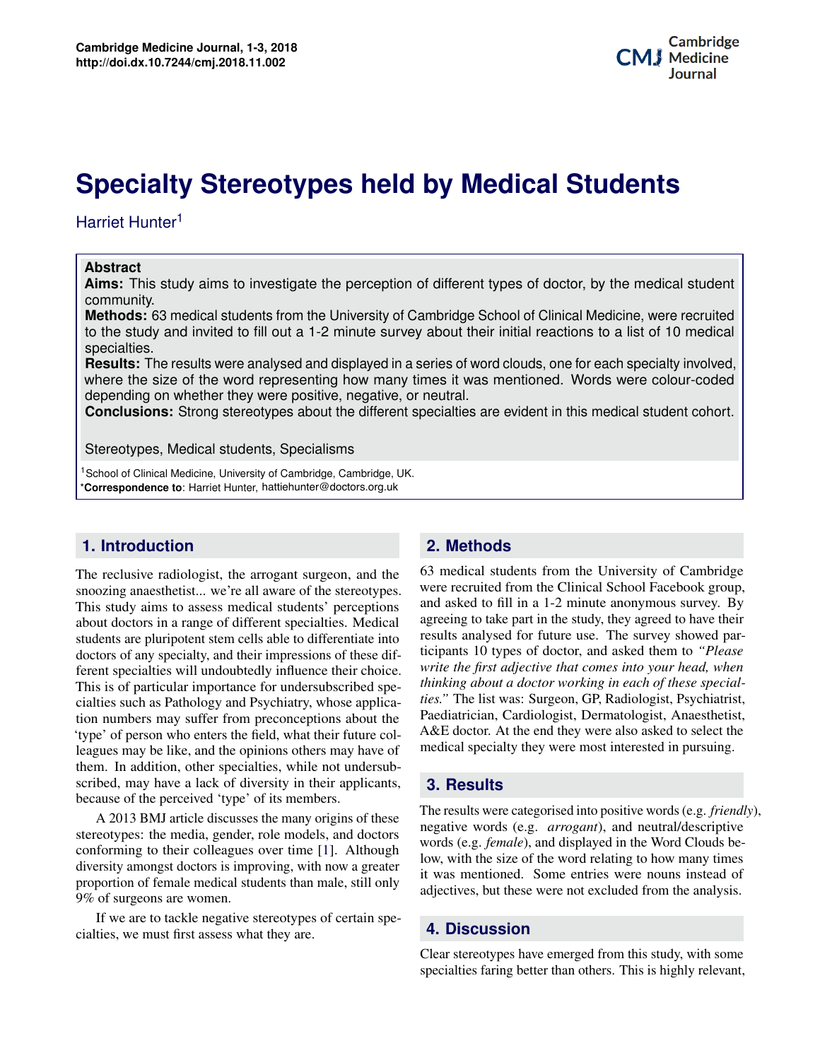# Specialty Stereotypes held by Medical Students

Harriet Hunter[1]

**Abstract**

**Aims:** This study aims to investigate the perception of different types of doctor, by the medical student community.

**Methods:** 63 medical students from the University of Cambridge School of Clinical Medicine, were recruited to the study and invited to fill out a 1-2 minute survey about their initial reactions to a list of 10 medical specialties.

**Results:** The results were analysed and displayed in a series of word clouds, one for each specialty involved, where the size of the word representing how many times it was mentioned. Words were colour-coded depending on whether they were positive, negative, or neutral.

**Conclusions:** Strong stereotypes about the different specialties are evident in this medical student cohort.

Stereotypes, Medical students, Specialisms

[1]School of Clinical Medicine, University of Cambridge, Cambridge, UK.
*Correspondence to: Harriet Hunter, hattiehunter@doctors.org.uk

## 1. Introduction

The reclusive radiologist, the arrogant surgeon, and the snoozing anaesthetist... we're all aware of the stereotypes. This study aims to assess medical students' perceptions about doctors in a range of different specialties. Medical students are pluripotent stem cells able to differentiate into doctors of any specialty, and their impressions of these different specialties will undoubtedly influence their choice. This is of particular importance for undersubscribed specialties such as Pathology and Psychiatry, whose application numbers may suffer from preconceptions about the 'type' of person who enters the field, what their future colleagues may be like, and the opinions others may have of them. In addition, other specialties, while not undersubscribed, may have a lack of diversity in their applicants, because of the perceived 'type' of its members.

A 2013 BMJ article discusses the many origins of these stereotypes: the media, gender, role models, and doctors conforming to their colleagues over time [1]. Although diversity amongst doctors is improving, with now a greater proportion of female medical students than male, still only 9% of surgeons are women.

If we are to tackle negative stereotypes of certain specialties, we must first assess what they are.

## 2. Methods

63 medical students from the University of Cambridge were recruited from the Clinical School Facebook group, and asked to fill in a 1-2 minute anonymous survey. By agreeing to take part in the study, they agreed to have their results analysed for future use. The survey showed participants 10 types of doctor, and asked them to *"Please write the first adjective that comes into your head, when thinking about a doctor working in each of these specialties."* The list was: Surgeon, GP, Radiologist, Psychiatrist, Paediatrician, Cardiologist, Dermatologist, Anaesthetist, A&E doctor. At the end they were also asked to select the medical specialty they were most interested in pursuing.

## 3. Results

The results were categorised into positive words (e.g. *friendly*), negative words (e.g. *arrogant*), and neutral/descriptive words (e.g. *female*), and displayed in the Word Clouds below, with the size of the word relating to how many times it was mentioned. Some entries were nouns instead of adjectives, but these were not excluded from the analysis.

## 4. Discussion

Clear stereotypes have emerged from this study, with some specialties faring better than others. This is highly relevant,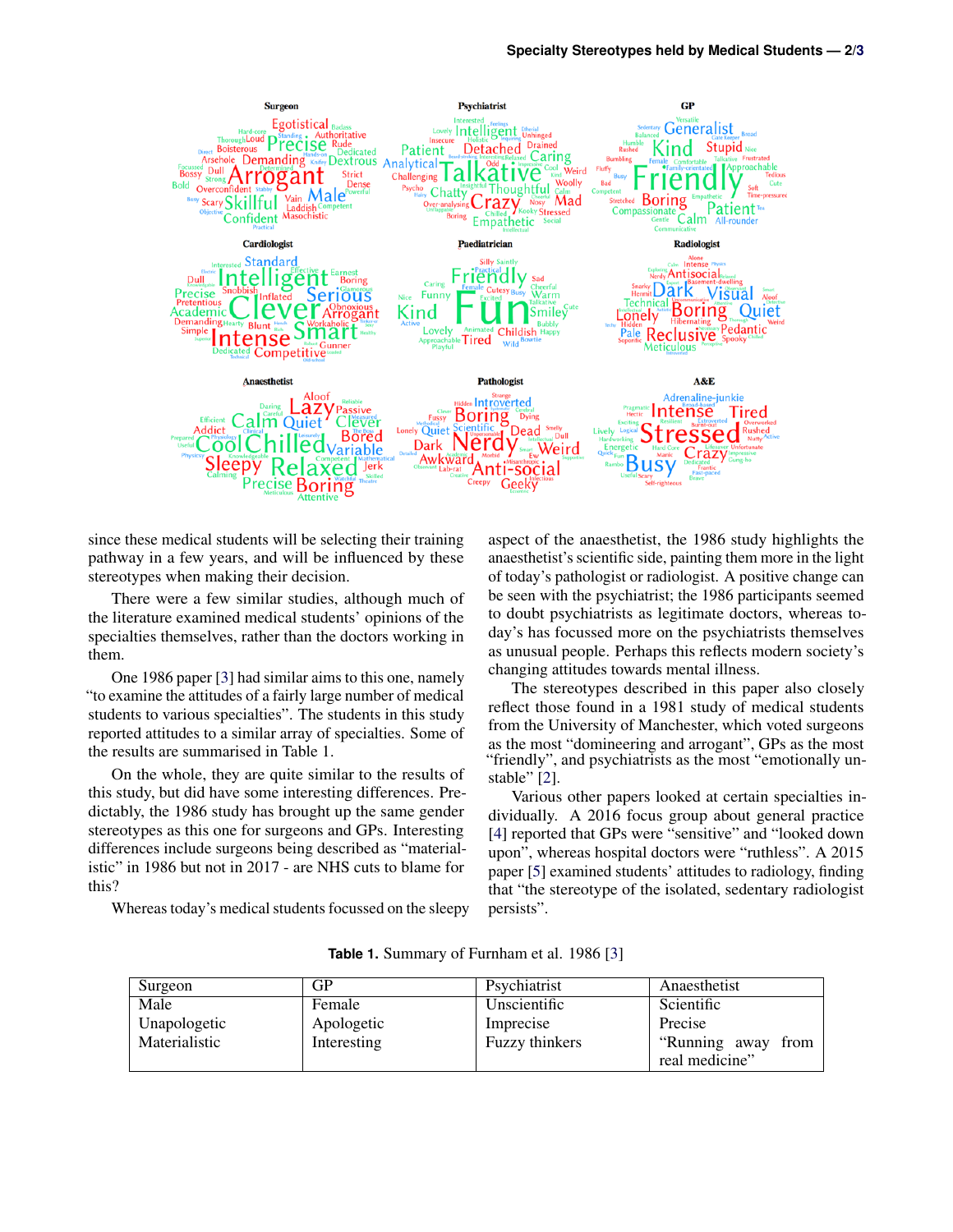since these medical students will be selecting their training pathway in a few years, and will be influenced by these stereotypes when making their decision.

There were a few similar studies, although much of the literature examined medical students' opinions of the specialties themselves, rather than the doctors working in them.

One 1986 paper [3] had similar aims to this one, namely "to examine the attitudes of a fairly large number of medical students to various specialties". The students in this study reported attitudes to a similar array of specialties. Some of the results are summarised in Table 1.

On the whole, they are quite similar to the results of this study, but did have some interesting differences. Predictably, the 1986 study has brought up the same gender stereotypes as this one for surgeons and GPs. Interesting differences include surgeons being described as "materialistic" in 1986 but not in 2017 - are NHS cuts to blame for this?

Whereas today's medical students focussed on the sleepy aspect of the anaesthetist, the 1986 study highlights the anaesthetist's scientific side, painting them more in the light of today's pathologist or radiologist. A positive change can be seen with the psychiatrist; the 1986 participants seemed to doubt psychiatrists as legitimate doctors, whereas today's has focussed more on the psychiatrists themselves as unusual people. Perhaps this reflects modern society's changing attitudes towards mental illness.

The stereotypes described in this paper also closely reflect those found in a 1981 study of medical students from the University of Manchester, which voted surgeons as the most "domineering and arrogant", GPs as the most "friendly", and psychiatrists as the most "emotionally unstable" [2].

Various other papers looked at certain specialties individually. A 2016 focus group about general practice [4] reported that GPs were "sensitive" and "looked down upon", whereas hospital doctors were "ruthless". A 2015 paper [5] examined students' attitudes to radiology, finding that "the stereotype of the isolated, sedentary radiologist persists".

**Table 1.** Summary of Furnham et al. 1986 [3]

| Surgeon | GP | Psychiatrist | Anaesthetist |
|---|---|---|---|
| Male | Female | Unscientific | Scientific |
| Unapologetic | Apologetic | Imprecise | Precise |
| Materialistic | Interesting | Fuzzy thinkers | "Running away from real medicine" |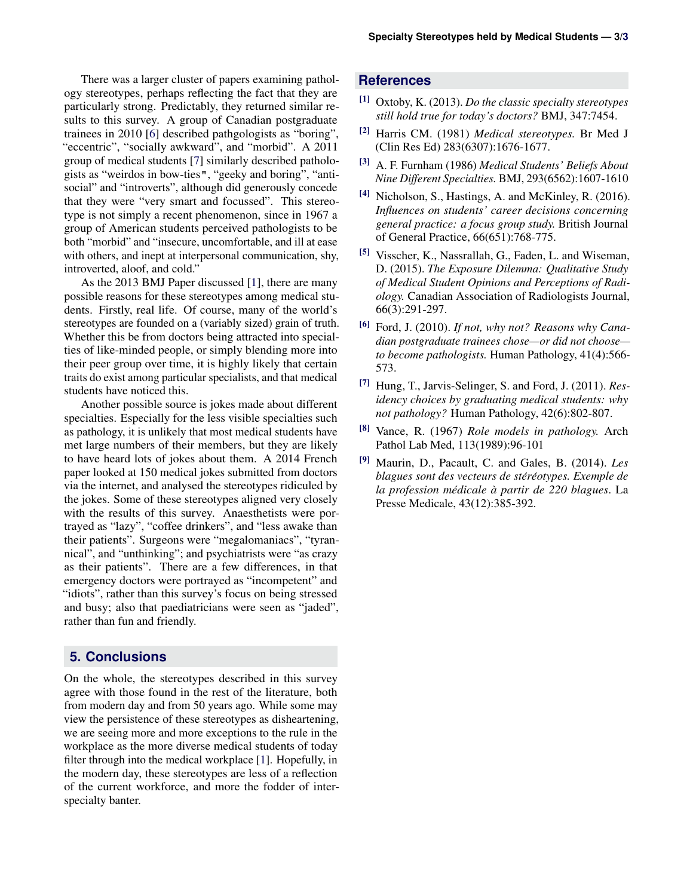There was a larger cluster of papers examining pathology stereotypes, perhaps reflecting the fact that they are particularly strong. Predictably, they returned similar results to this survey. A group of Canadian postgraduate trainees in 2010 [6] described pathgologists as “boring”, “eccentric”, “socially awkward”, and “morbid”. A 2011 group of medical students [7] similarly described pathologists as “weirdos in bow-ties", “geeky and boring”, “anti-social” and “introverts”, although did generously concede that they were “very smart and focussed”. This stereotype is not simply a recent phenomenon, since in 1967 a group of American students perceived pathologists to be both “morbid” and “insecure, uncomfortable, and ill at ease with others, and inept at interpersonal communication, shy, introverted, aloof, and cold.”

As the 2013 BMJ Paper discussed [1], there are many possible reasons for these stereotypes among medical students. Firstly, real life. Of course, many of the world’s stereotypes are founded on a (variably sized) grain of truth. Whether this be from doctors being attracted into specialties of like-minded people, or simply blending more into their peer group over time, it is highly likely that certain traits do exist among particular specialists, and that medical students have noticed this.

Another possible source is jokes made about different specialties. Especially for the less visible specialties such as pathology, it is unlikely that most medical students have met large numbers of their members, but they are likely to have heard lots of jokes about them. A 2014 French paper looked at 150 medical jokes submitted from doctors via the internet, and analysed the stereotypes ridiculed by the jokes. Some of these stereotypes aligned very closely with the results of this survey. Anaesthetists were portrayed as “lazy”, “coffee drinkers”, and “less awake than their patients”. Surgeons were “megalomaniacs”, “tyrannical”, and “unthinking”; and psychiatrists were “as crazy as their patients”. There are a few differences, in that emergency doctors were portrayed as “incompetent” and “idiots”, rather than this survey’s focus on being stressed and busy; also that paediatricians were seen as “jaded”, rather than fun and friendly.

## 5. Conclusions

On the whole, the stereotypes described in this survey agree with those found in the rest of the literature, both from modern day and from 50 years ago. While some may view the persistence of these stereotypes as disheartening, we are seeing more and more exceptions to the rule in the workplace as the more diverse medical students of today filter through into the medical workplace [1]. Hopefully, in the modern day, these stereotypes are less of a reflection of the current workforce, and more the fodder of inter-specialty banter.

## References

[1] Oxtoby, K. (2013). *Do the classic specialty stereotypes still hold true for today’s doctors?* BMJ, 347:7454.

[2] Harris CM. (1981) *Medical stereotypes.* Br Med J (Clin Res Ed) 283(6307):1676-1677.

[3] A. F. Furnham (1986) *Medical Students’ Beliefs About Nine Different Specialties.* BMJ, 293(6562):1607-1610

[4] Nicholson, S., Hastings, A. and McKinley, R. (2016). *Influences on students’ career decisions concerning general practice: a focus group study.* British Journal of General Practice, 66(651):768-775.

[5] Visscher, K., Nassrallah, G., Faden, L. and Wiseman, D. (2015). *The Exposure Dilemma: Qualitative Study of Medical Student Opinions and Perceptions of Radiology.* Canadian Association of Radiologists Journal, 66(3):291-297.

[6] Ford, J. (2010). *If not, why not? Reasons why Canadian postgraduate trainees chose—or did not choose—to become pathologists.* Human Pathology, 41(4):566-573.

[7] Hung, T., Jarvis-Selinger, S. and Ford, J. (2011). *Residency choices by graduating medical students: why not pathology?* Human Pathology, 42(6):802-807.

[8] Vance, R. (1967) *Role models in pathology.* Arch Pathol Lab Med, 113(1989):96-101

[9] Maurin, D., Pacault, C. and Gales, B. (2014). *Les blagues sont des vecteurs de stéréotypes. Exemple de la profession médicale à partir de 220 blagues*. La Presse Medicale, 43(12):385-392.